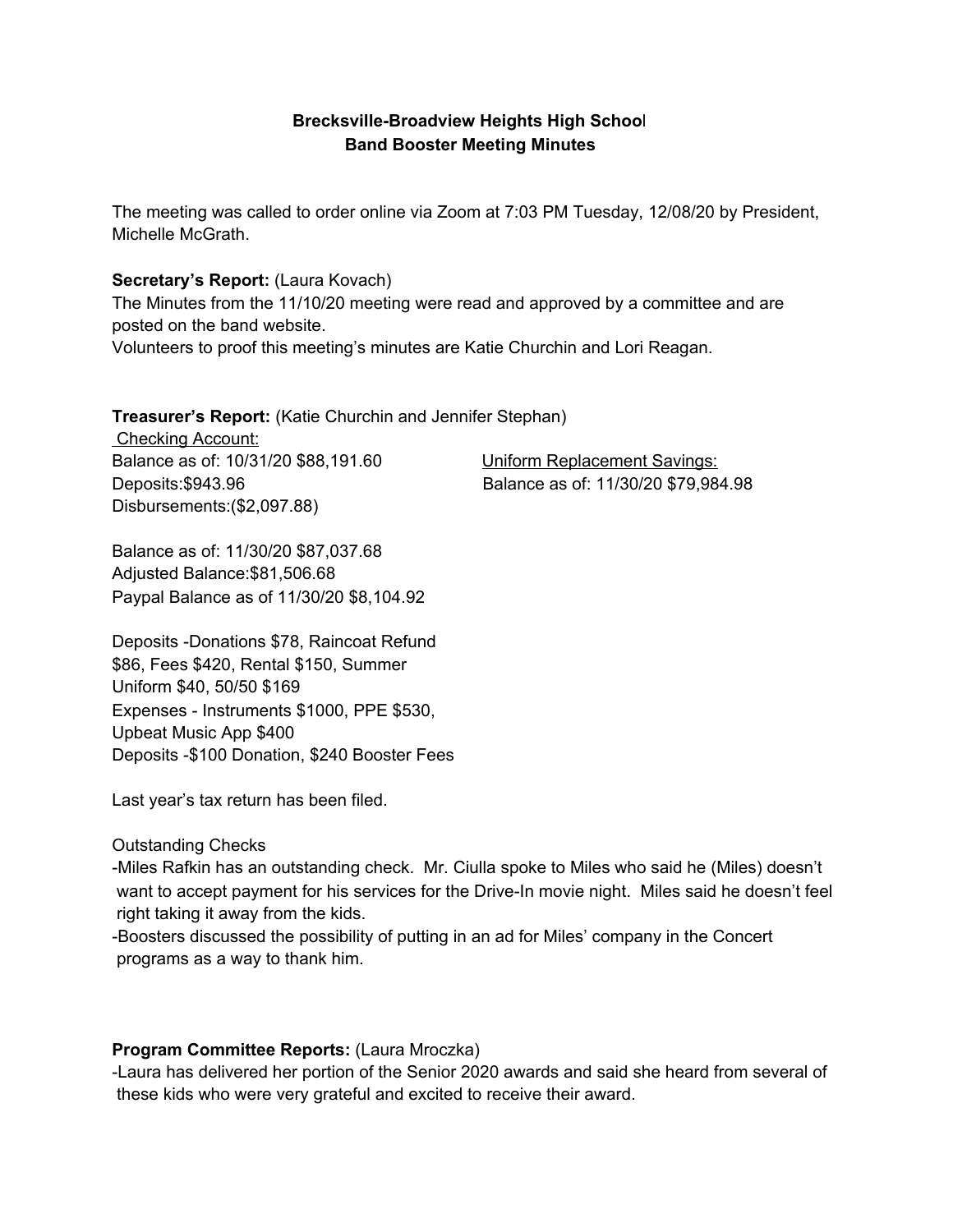**Brecksville-Broadview Heights High School**
**Band Booster Meeting Minutes**

The meeting was called to order online via Zoom at 7:03 PM Tuesday, 12/08/20 by President, Michelle McGrath.

**Secretary's Report:** (Laura Kovach)
The Minutes from the 11/10/20 meeting were read and approved by a committee and are posted on the band website.
Volunteers to proof this meeting's minutes are Katie Churchin and Lori Reagan.

**Treasurer's Report:** (Katie Churchin and Jennifer Stephan)

Checking Account:
Balance as of: 10/31/20 $88,191.60
Deposits:$943.96
Disbursements:($2,097.88)

Uniform Replacement Savings:
Balance as of: 11/30/20 $79,984.98

Balance as of: 11/30/20 $87,037.68
Adjusted Balance:$81,506.68
Paypal Balance as of 11/30/20 $8,104.92

Deposits -Donations $78, Raincoat Refund $86, Fees $420, Rental $150, Summer Uniform $40, 50/50 $169
Expenses - Instruments $1000, PPE $530, Upbeat Music App $400
Deposits -$100 Donation, $240 Booster Fees

Last year's tax return has been filed.

Outstanding Checks
- Miles Rafkin has an outstanding check. Mr. Ciulla spoke to Miles who said he (Miles) doesn't want to accept payment for his services for the Drive-In movie night. Miles said he doesn't feel right taking it away from the kids.
- Boosters discussed the possibility of putting in an ad for Miles' company in the Concert programs as a way to thank him.

**Program Committee Reports:** (Laura Mroczka)
- Laura has delivered her portion of the Senior 2020 awards and said she heard from several of these kids who were very grateful and excited to receive their award.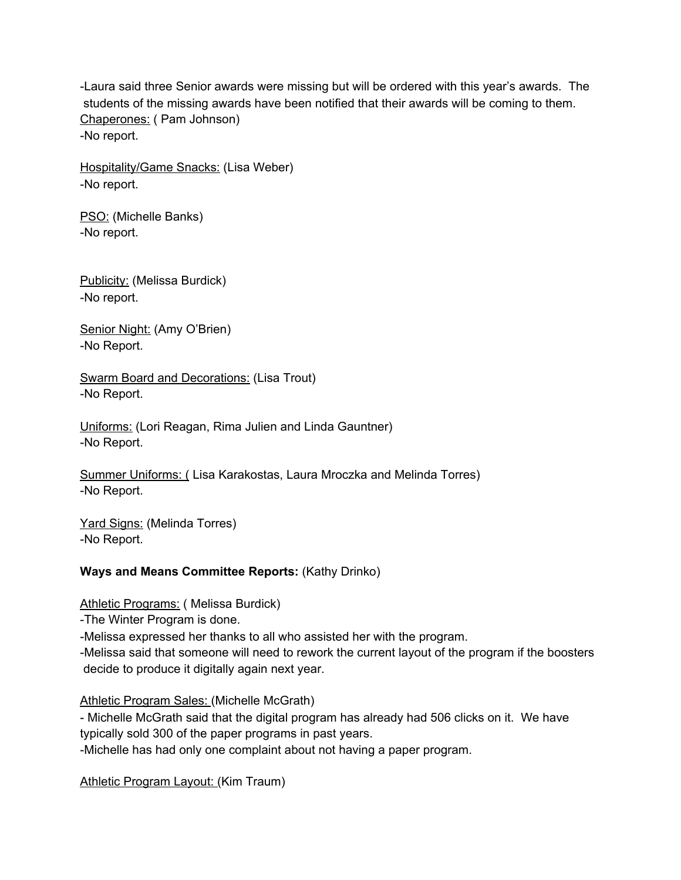-Laura said three Senior awards were missing but will be ordered with this year's awards. The students of the missing awards have been notified that their awards will be coming to them.

Chaperones: ( Pam Johnson)
-No report.

Hospitality/Game Snacks: (Lisa Weber)
-No report.

PSO: (Michelle Banks)
-No report.

Publicity: (Melissa Burdick)
-No report.

Senior Night: (Amy O'Brien)
-No Report.

Swarm Board and Decorations: (Lisa Trout)
-No Report.

Uniforms: (Lori Reagan, Rima Julien and Linda Gauntner)
-No Report.

Summer Uniforms: ( Lisa Karakostas, Laura Mroczka and Melinda Torres)
-No Report.

Yard Signs: (Melinda Torres)
-No Report.

**Ways and Means Committee Reports:** (Kathy Drinko)

Athletic Programs: ( Melissa Burdick)
-The Winter Program is done.
-Melissa expressed her thanks to all who assisted her with the program.
-Melissa said that someone will need to rework the current layout of the program if the boosters decide to produce it digitally again next year.

Athletic Program Sales: (Michelle McGrath)
- Michelle McGrath said that the digital program has already had 506 clicks on it. We have typically sold 300 of the paper programs in past years.
-Michelle has had only one complaint about not having a paper program.

Athletic Program Layout: (Kim Traum)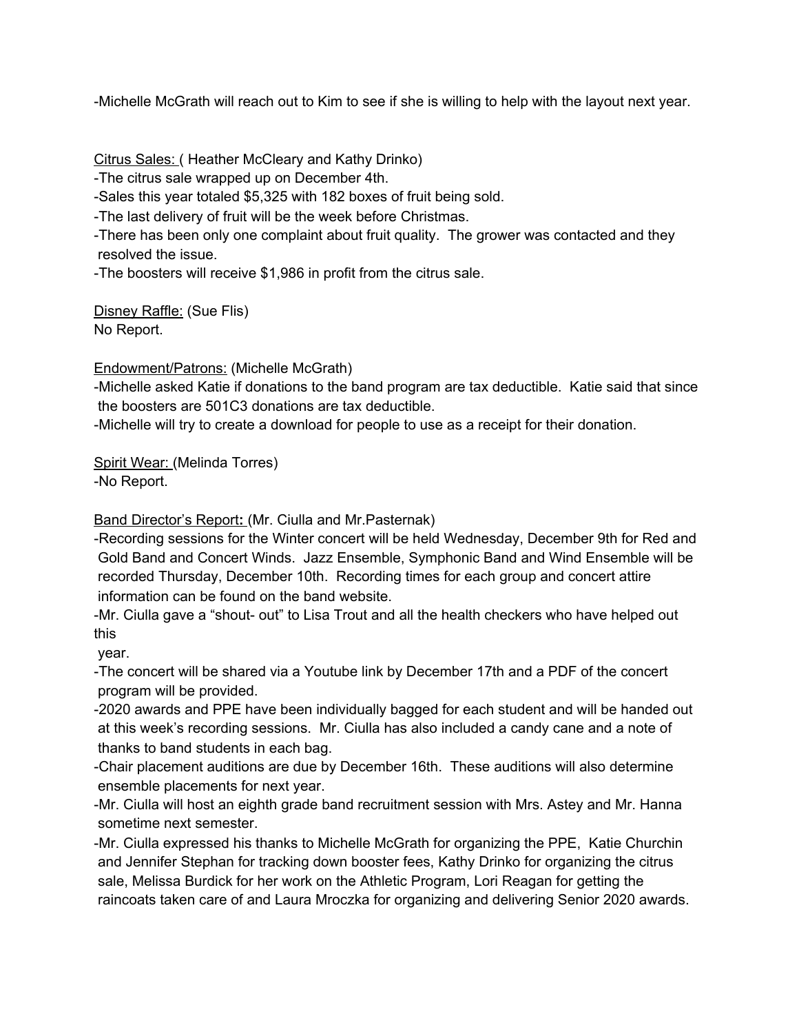-Michelle McGrath will reach out to Kim to see if she is willing to help with the layout next year.

<u>Citrus Sales: </u>( Heather McCleary and Kathy Drinko)
-The citrus sale wrapped up on December 4th.
-Sales this year totaled $5,325 with 182 boxes of fruit being sold.
-The last delivery of fruit will be the week before Christmas.
-There has been only one complaint about fruit quality. The grower was contacted and they resolved the issue.
-The boosters will receive $1,986 in profit from the citrus sale.

<u>Disney Raffle:</u> (Sue Flis)
No Report.

<u>Endowment/Patrons:</u> (Michelle McGrath)
-Michelle asked Katie if donations to the band program are tax deductible. Katie said that since the boosters are 501C3 donations are tax deductible.
-Michelle will try to create a download for people to use as a receipt for their donation.

<u>Spirit Wear: </u>(Melinda Torres)
-No Report.

<u>Band Director's Report</u>**:** (Mr. Ciulla and Mr.Pasternak)
-Recording sessions for the Winter concert will be held Wednesday, December 9th for Red and Gold Band and Concert Winds. Jazz Ensemble, Symphonic Band and Wind Ensemble will be recorded Thursday, December 10th. Recording times for each group and concert attire information can be found on the band website.
-Mr. Ciulla gave a "shout- out" to Lisa Trout and all the health checkers who have helped out this year.
-The concert will be shared via a Youtube link by December 17th and a PDF of the concert program will be provided.
-2020 awards and PPE have been individually bagged for each student and will be handed out at this week's recording sessions. Mr. Ciulla has also included a candy cane and a note of thanks to band students in each bag.
-Chair placement auditions are due by December 16th. These auditions will also determine ensemble placements for next year.
-Mr. Ciulla will host an eighth grade band recruitment session with Mrs. Astey and Mr. Hanna sometime next semester.
-Mr. Ciulla expressed his thanks to Michelle McGrath for organizing the PPE, Katie Churchin and Jennifer Stephan for tracking down booster fees, Kathy Drinko for organizing the citrus sale, Melissa Burdick for her work on the Athletic Program, Lori Reagan for getting the raincoats taken care of and Laura Mroczka for organizing and delivering Senior 2020 awards.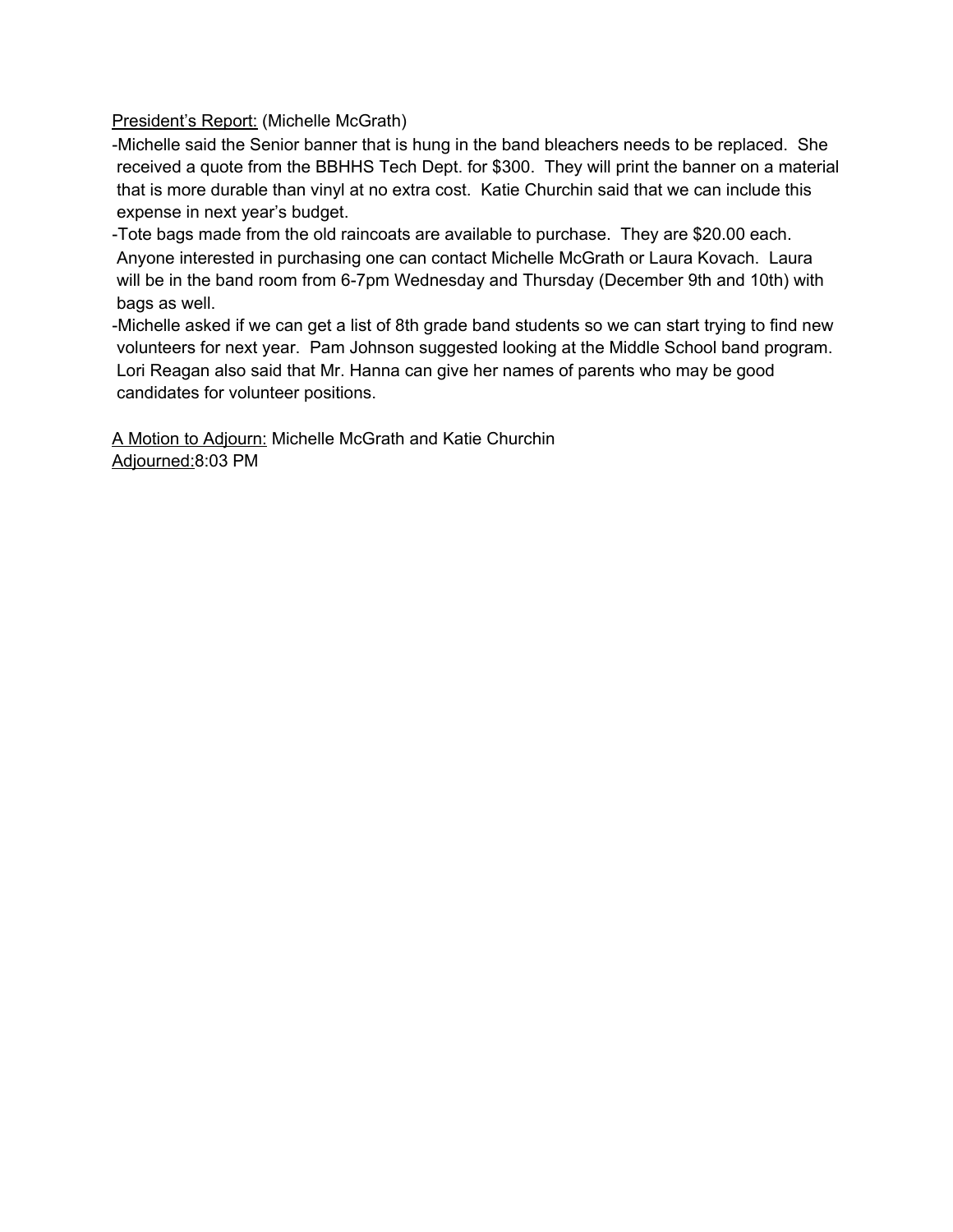President's Report: (Michelle McGrath)

- Michelle said the Senior banner that is hung in the band bleachers needs to be replaced. She received a quote from the BBHHS Tech Dept. for $300. They will print the banner on a material that is more durable than vinyl at no extra cost. Katie Churchin said that we can include this expense in next year's budget.
- Tote bags made from the old raincoats are available to purchase. They are $20.00 each. Anyone interested in purchasing one can contact Michelle McGrath or Laura Kovach. Laura will be in the band room from 6-7pm Wednesday and Thursday (December 9th and 10th) with bags as well.
- Michelle asked if we can get a list of 8th grade band students so we can start trying to find new volunteers for next year. Pam Johnson suggested looking at the Middle School band program. Lori Reagan also said that Mr. Hanna can give her names of parents who may be good candidates for volunteer positions.

A Motion to Adjourn: Michelle McGrath and Katie Churchin
Adjourned: 8:03 PM